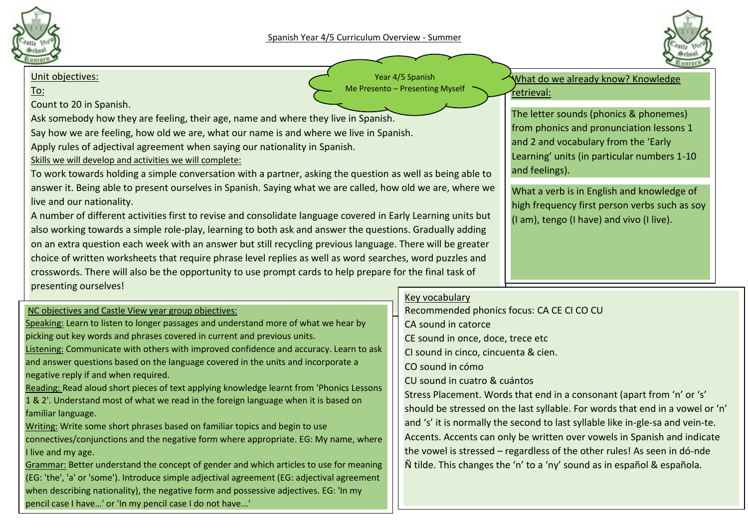# Spanish Year 4/5 Curriculum Overview - Summer

**Year 4/5 Spanish**
**Me Presento – Presenting Myself**

## Unit objectives:

To:

Count to 20 in Spanish.

Ask somebody how they are feeling, their age, name and where they live in Spanish.

Say how we are feeling, how old we are, what our name is and where we live in Spanish.

Apply rules of adjectival agreement when saying our nationality in Spanish.

### Skills we will develop and activities we will complete:

To work towards holding a simple conversation with a partner, asking the question as well as being able to answer it. Being able to present ourselves in Spanish. Saying what we are called, how old we are, where we live and our nationality.

A number of different activities first to revise and consolidate language covered in Early Learning units but also working towards a simple role-play, learning to both ask and answer the questions. Gradually adding on an extra question each week with an answer but still recycling previous language. There will be greater choice of written worksheets that require phrase level replies as well as word searches, word puzzles and crosswords. There will also be the opportunity to use prompt cards to help prepare for the final task of presenting ourselves!

## What do we already know? Knowledge retrieval:

The letter sounds (phonics & phonemes) from phonics and pronunciation lessons 1 and 2 and vocabulary from the 'Early Learning' units (in particular numbers 1-10 and feelings).

What a verb is in English and knowledge of high frequency first person verbs such as soy (I am), tengo (I have) and vivo (I live).

## NC objectives and Castle View year group objectives:

**Speaking:** Learn to listen to longer passages and understand more of what we hear by picking out key words and phrases covered in current and previous units.

**Listening:** Communicate with others with improved confidence and accuracy. Learn to ask and answer questions based on the language covered in the units and incorporate a negative reply if and when required.

**Reading:** Read aloud short pieces of text applying knowledge learnt from 'Phonics Lessons 1 & 2'. Understand most of what we read in the foreign language when it is based on familiar language.

**Writing:** Write some short phrases based on familiar topics and begin to use connectives/conjunctions and the negative form where appropriate. EG: My name, where I live and my age.

**Grammar:** Better understand the concept of gender and which articles to use for meaning (EG: 'the', 'a' or 'some'). Introduce simple adjectival agreement (EG: adjectival agreement when describing nationality), the negative form and possessive adjectives. EG: 'In my pencil case I have…' or 'In my pencil case I do not have...'

## Key vocabulary

Recommended phonics focus: CA CE CI CO CU

CA sound in catorce

CE sound in once, doce, trece etc

CI sound in cinco, cincuenta & cien.

CO sound in cómo

CU sound in cuatro & cuántos

Stress Placement. Words that end in a consonant (apart from 'n' or 's' should be stressed on the last syllable. For words that end in a vowel or 'n' and 's' it is normally the second to last syllable like in-gle-sa and vein-te.

Accents. Accents can only be written over vowels in Spanish and indicate the vowel is stressed – regardless of the other rules! As seen in dó-nde

Ñ tilde. This changes the 'n' to a 'ny' sound as in español & española.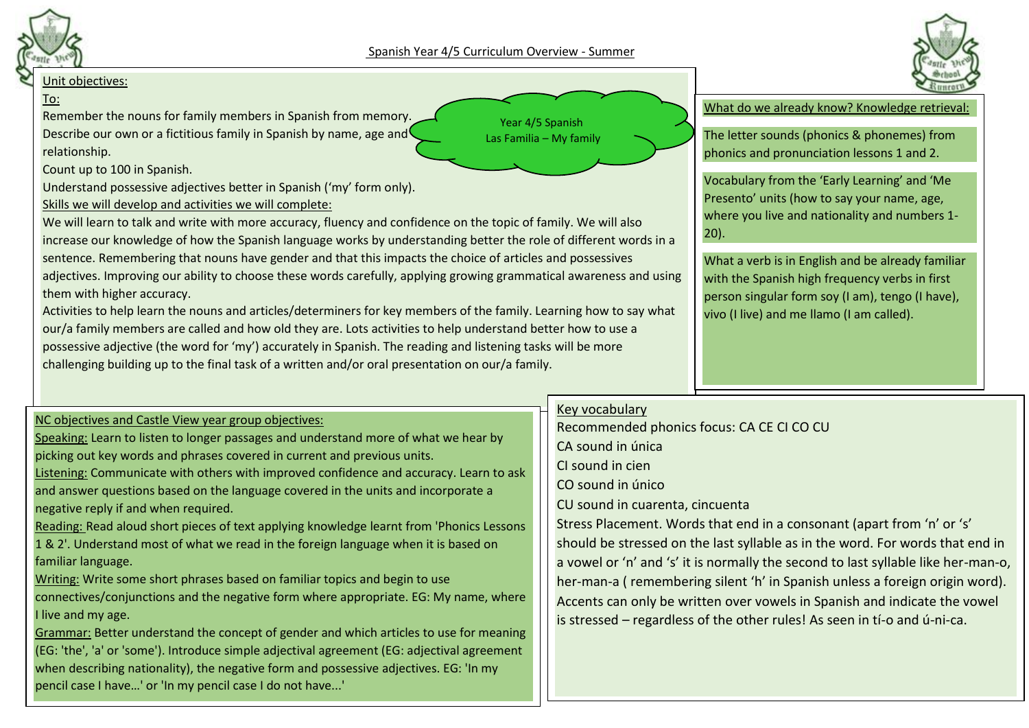# Spanish Year 4/5 Curriculum Overview - Summer

Year 4/5 Spanish
Las Familia – My family

## Unit objectives:

To:

Remember the nouns for family members in Spanish from memory.

Describe our own or a fictitious family in Spanish by name, age and relationship.

Count up to 100 in Spanish.

Understand possessive adjectives better in Spanish ('my' form only).

### Skills we will develop and activities we will complete:

We will learn to talk and write with more accuracy, fluency and confidence on the topic of family. We will also increase our knowledge of how the Spanish language works by understanding better the role of different words in a sentence. Remembering that nouns have gender and that this impacts the choice of articles and possessives adjectives. Improving our ability to choose these words carefully, applying growing grammatical awareness and using them with higher accuracy.

Activities to help learn the nouns and articles/determiners for key members of the family. Learning how to say what our/a family members are called and how old they are. Lots activities to help understand better how to use a possessive adjective (the word for 'my') accurately in Spanish. The reading and listening tasks will be more challenging building up to the final task of a written and/or oral presentation on our/a family.

## What do we already know? Knowledge retrieval:

The letter sounds (phonics & phonemes) from phonics and pronunciation lessons 1 and 2.

Vocabulary from the 'Early Learning' and 'Me Presento' units (how to say your name, age, where you live and nationality and numbers 1-20).

What a verb is in English and be already familiar with the Spanish high frequency verbs in first person singular form soy (I am), tengo (I have), vivo (I live) and me llamo (I am called).

## NC objectives and Castle View year group objectives:

Speaking: Learn to listen to longer passages and understand more of what we hear by picking out key words and phrases covered in current and previous units.

Listening: Communicate with others with improved confidence and accuracy. Learn to ask and answer questions based on the language covered in the units and incorporate a negative reply if and when required.

Reading: Read aloud short pieces of text applying knowledge learnt from 'Phonics Lessons 1 & 2'. Understand most of what we read in the foreign language when it is based on familiar language.

Writing: Write some short phrases based on familiar topics and begin to use connectives/conjunctions and the negative form where appropriate. EG: My name, where I live and my age.

Grammar: Better understand the concept of gender and which articles to use for meaning (EG: 'the', 'a' or 'some'). Introduce simple adjectival agreement (EG: adjectival agreement when describing nationality), the negative form and possessive adjectives. EG: 'In my pencil case I have...' or 'In my pencil case I do not have...'

## Key vocabulary

Recommended phonics focus: CA CE CI CO CU

CA sound in única

CI sound in cien

CO sound in único

CU sound in cuarenta, cincuenta

Stress Placement. Words that end in a consonant (apart from 'n' or 's' should be stressed on the last syllable as in the word. For words that end in a vowel or 'n' and 's' it is normally the second to last syllable like her-man-o, her-man-a ( remembering silent 'h' in Spanish unless a foreign origin word). Accents can only be written over vowels in Spanish and indicate the vowel is stressed – regardless of the other rules! As seen in tí-o and ú-ni-ca.